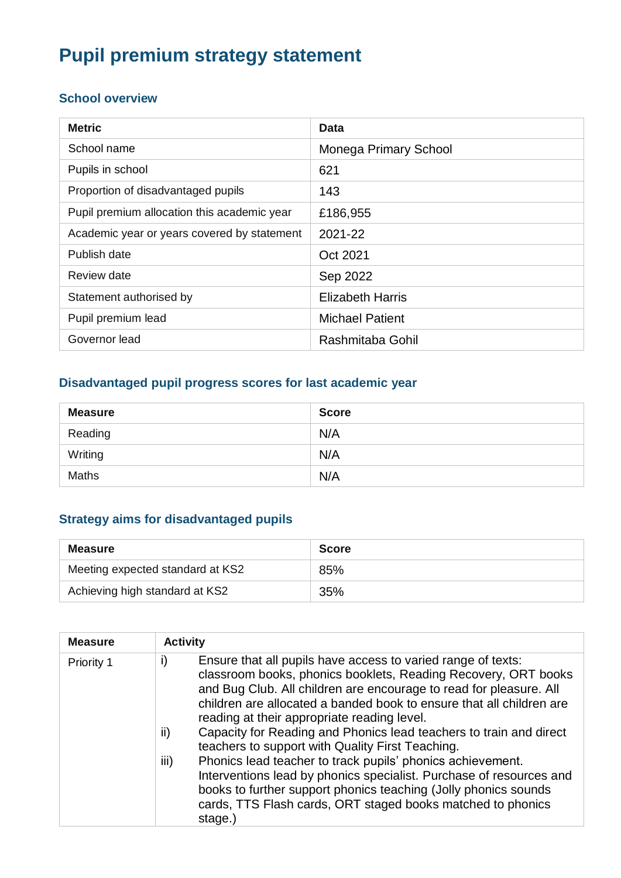# Pupil premium strategy statement

## School overview

| Metric | Data |
|---|---|
| School name | Monega Primary School |
| Pupils in school | 621 |
| Proportion of disadvantaged pupils | 143 |
| Pupil premium allocation this academic year | £186,955 |
| Academic year or years covered by statement | 2021-22 |
| Publish date | Oct 2021 |
| Review date | Sep 2022 |
| Statement authorised by | Elizabeth Harris |
| Pupil premium lead | Michael Patient |
| Governor lead | Rashmitaba Gohil |

## Disadvantaged pupil progress scores for last academic year

| Measure | Score |
|---|---|
| Reading | N/A |
| Writing | N/A |
| Maths | N/A |

## Strategy aims for disadvantaged pupils

| Measure | Score |
|---|---|
| Meeting expected standard at KS2 | 85% |
| Achieving high standard at KS2 | 35% |

| Measure | Activity |
|---|---|
| Priority 1 | i) Ensure that all pupils have access to varied range of texts: classroom books, phonics booklets, Reading Recovery, ORT books and Bug Club. All children are encourage to read for pleasure. All children are allocated a banded book to ensure that all children are reading at their appropriate reading level.<br>ii) Capacity for Reading and Phonics lead teachers to train and direct teachers to support with Quality First Teaching.<br>iii) Phonics lead teacher to track pupils' phonics achievement. Interventions lead by phonics specialist. Purchase of resources and books to further support phonics teaching (Jolly phonics sounds cards, TTS Flash cards, ORT staged books matched to phonics stage.) |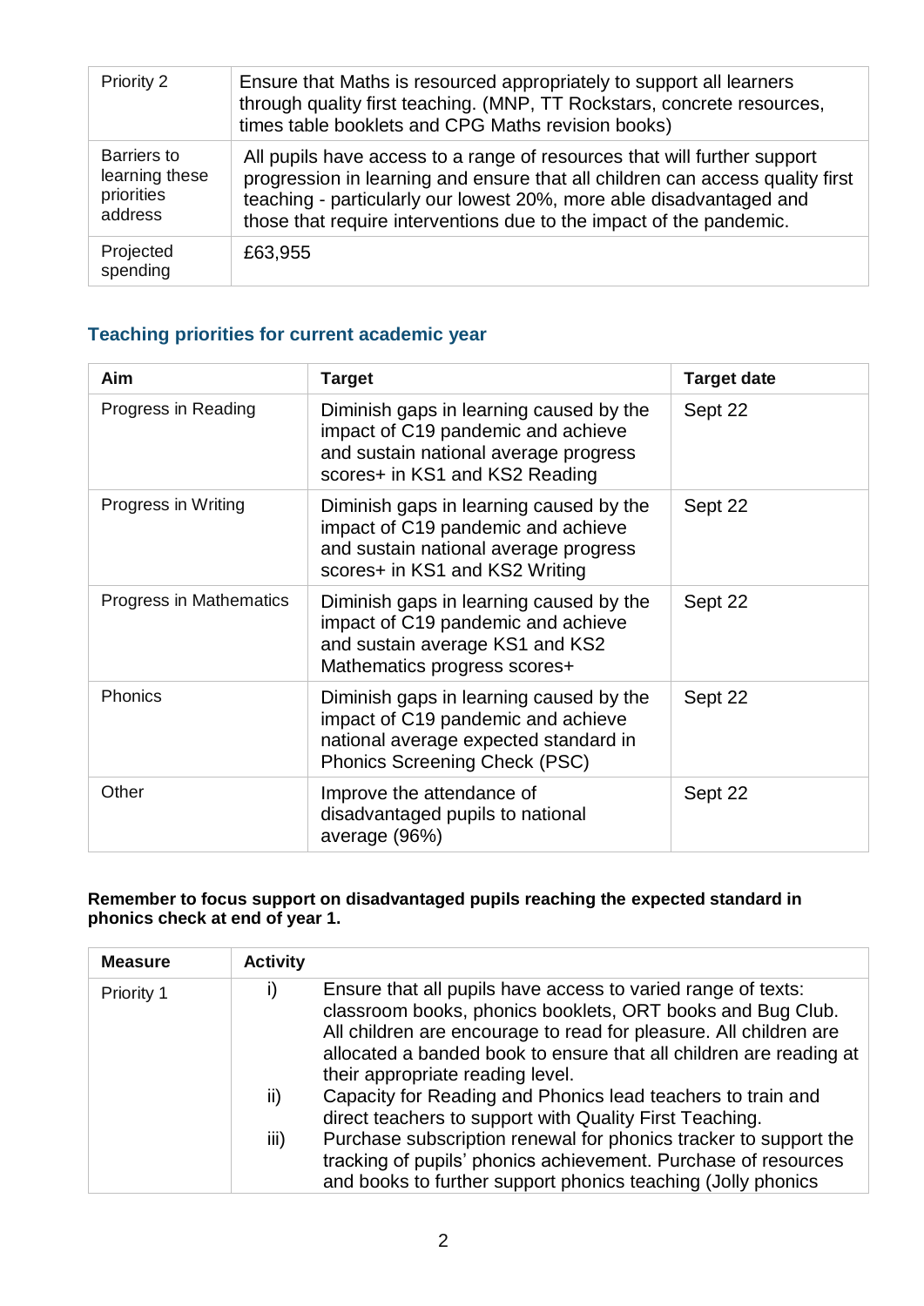| Priority 2 | Ensure that Maths is resourced appropriately to support all learners through quality first teaching. (MNP, TT Rockstars, concrete resources, times table booklets and CPG Maths revision books) |
|---|---|
| Barriers to learning these priorities address | All pupils have access to a range of resources that will further support progression in learning and ensure that all children can access quality first teaching - particularly our lowest 20%, more able disadvantaged and those that require interventions due to the impact of the pandemic. |
| Projected spending | £63,955 |

## Teaching priorities for current academic year

| Aim | Target | Target date |
|---|---|---|
| Progress in Reading | Diminish gaps in learning caused by the impact of C19 pandemic and achieve and sustain national average progress scores+ in KS1 and KS2 Reading | Sept 22 |
| Progress in Writing | Diminish gaps in learning caused by the impact of C19 pandemic and achieve and sustain national average progress scores+ in KS1 and KS2 Writing | Sept 22 |
| Progress in Mathematics | Diminish gaps in learning caused by the impact of C19 pandemic and achieve and sustain average KS1 and KS2 Mathematics progress scores+ | Sept 22 |
| Phonics | Diminish gaps in learning caused by the impact of C19 pandemic and achieve national average expected standard in Phonics Screening Check (PSC) | Sept 22 |
| Other | Improve the attendance of disadvantaged pupils to national average (96%) | Sept 22 |

**Remember to focus support on disadvantaged pupils reaching the expected standard in phonics check at end of year 1.**

| Measure | Activity |
|---|---|
| Priority 1 | i) Ensure that all pupils have access to varied range of texts: classroom books, phonics booklets, ORT books and Bug Club. All children are encourage to read for pleasure. All children are allocated a banded book to ensure that all children are reading at their appropriate reading level.<br>ii) Capacity for Reading and Phonics lead teachers to train and direct teachers to support with Quality First Teaching.<br>iii) Purchase subscription renewal for phonics tracker to support the tracking of pupils' phonics achievement. Purchase of resources and books to further support phonics teaching (Jolly phonics |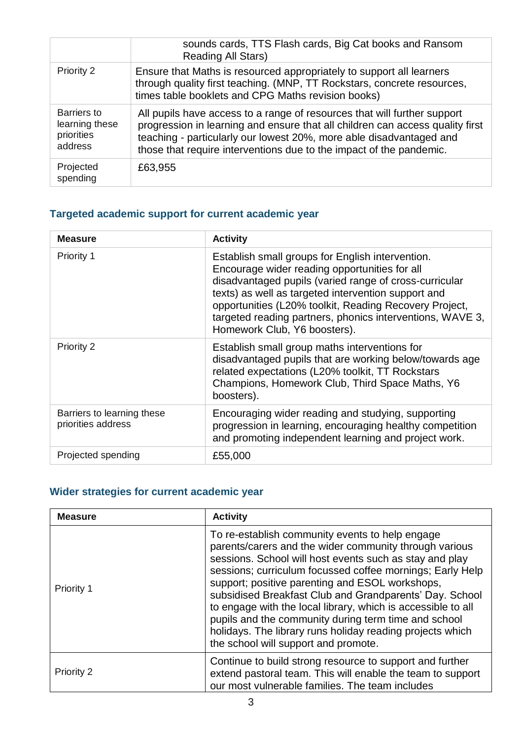| | |
|---|---|
| | sounds cards, TTS Flash cards, Big Cat books and Ransom Reading All Stars) |
| Priority 2 | Ensure that Maths is resourced appropriately to support all learners through quality first teaching. (MNP, TT Rockstars, concrete resources, times table booklets and CPG Maths revision books) |
| Barriers to learning these priorities address | All pupils have access to a range of resources that will further support progression in learning and ensure that all children can access quality first teaching - particularly our lowest 20%, more able disadvantaged and those that require interventions due to the impact of the pandemic. |
| Projected spending | £63,955 |

### Targeted academic support for current academic year

| Measure | Activity |
|---|---|
| Priority 1 | Establish small groups for English intervention. Encourage wider reading opportunities for all disadvantaged pupils (varied range of cross-curricular texts) as well as targeted intervention support and opportunities (L20% toolkit, Reading Recovery Project, targeted reading partners, phonics interventions, WAVE 3, Homework Club, Y6 boosters). |
| Priority 2 | Establish small group maths interventions for disadvantaged pupils that are working below/towards age related expectations (L20% toolkit, TT Rockstars Champions, Homework Club, Third Space Maths, Y6 boosters). |
| Barriers to learning these priorities address | Encouraging wider reading and studying, supporting progression in learning, encouraging healthy competition and promoting independent learning and project work. |
| Projected spending | £55,000 |

### Wider strategies for current academic year

| Measure | Activity |
|---|---|
| Priority 1 | To re-establish community events to help engage parents/carers and the wider community through various sessions. School will host events such as stay and play sessions; curriculum focussed coffee mornings; Early Help support; positive parenting and ESOL workshops, subsidised Breakfast Club and Grandparents' Day. School to engage with the local library, which is accessible to all pupils and the community during term time and school holidays. The library runs holiday reading projects which the school will support and promote. |
| Priority 2 | Continue to build strong resource to support and further extend pastoral team. This will enable the team to support our most vulnerable families. The team includes |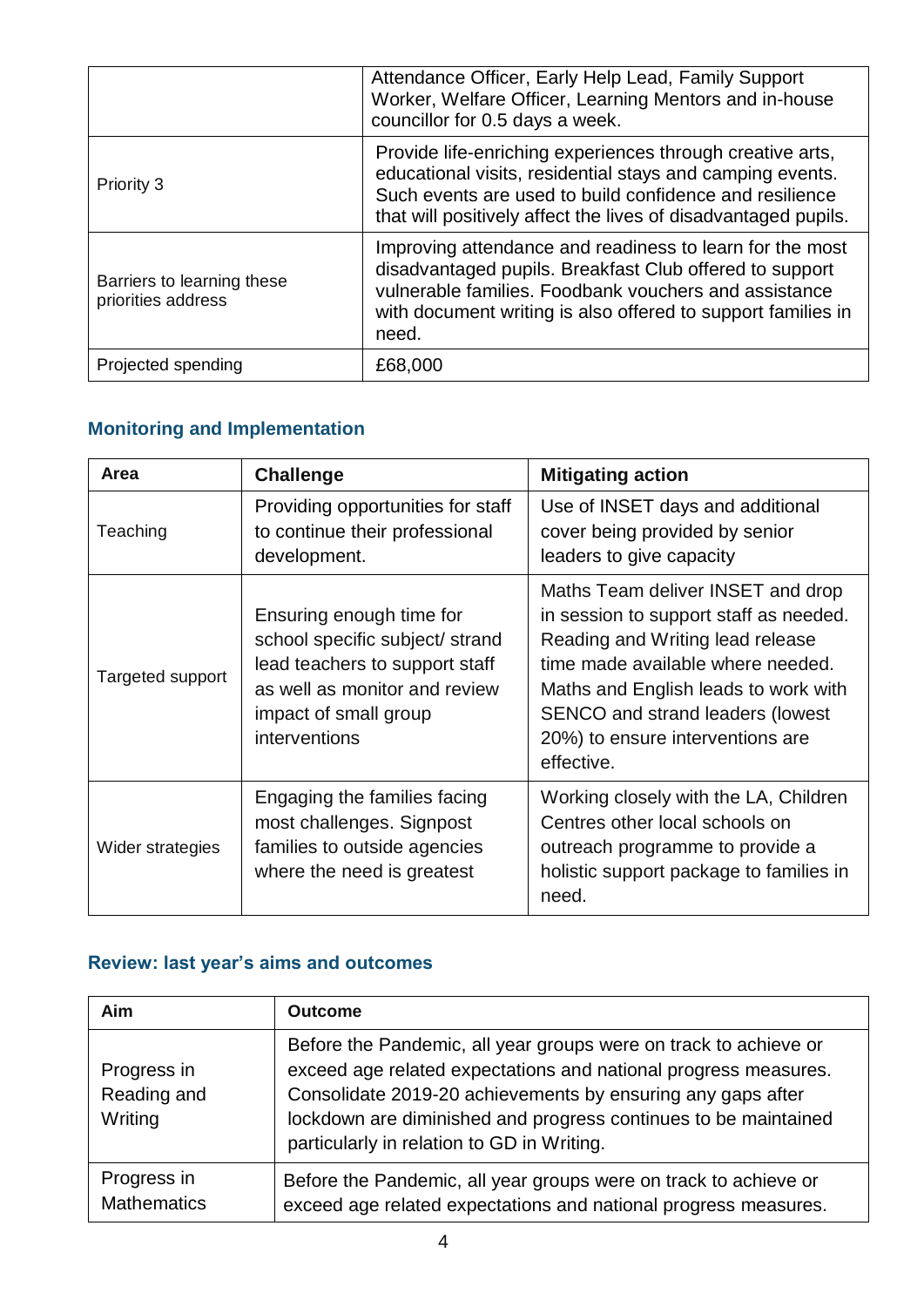| | |
|---|---|
| | Attendance Officer, Early Help Lead, Family Support Worker, Welfare Officer, Learning Mentors and in-house councillor for 0.5 days a week. |
| Priority 3 | Provide life-enriching experiences through creative arts, educational visits, residential stays and camping events. Such events are used to build confidence and resilience that will positively affect the lives of disadvantaged pupils. |
| Barriers to learning these priorities address | Improving attendance and readiness to learn for the most disadvantaged pupils. Breakfast Club offered to support vulnerable families. Foodbank vouchers and assistance with document writing is also offered to support families in need. |
| Projected spending | £68,000 |

## Monitoring and Implementation

| Area | Challenge | Mitigating action |
|---|---|---|
| Teaching | Providing opportunities for staff to continue their professional development. | Use of INSET days and additional cover being provided by senior leaders to give capacity |
| Targeted support | Ensuring enough time for school specific subject/ strand lead teachers to support staff as well as monitor and review impact of small group interventions | Maths Team deliver INSET and drop in session to support staff as needed. Reading and Writing lead release time made available where needed. Maths and English leads to work with SENCO and strand leaders (lowest 20%) to ensure interventions are effective. |
| Wider strategies | Engaging the families facing most challenges. Signpost families to outside agencies where the need is greatest | Working closely with the LA, Children Centres other local schools on outreach programme to provide a holistic support package to families in need. |

## Review: last year's aims and outcomes

| Aim | Outcome |
|---|---|
| Progress in Reading and Writing | Before the Pandemic, all year groups were on track to achieve or exceed age related expectations and national progress measures. Consolidate 2019-20 achievements by ensuring any gaps after lockdown are diminished and progress continues to be maintained particularly in relation to GD in Writing. |
| Progress in Mathematics | Before the Pandemic, all year groups were on track to achieve or exceed age related expectations and national progress measures. |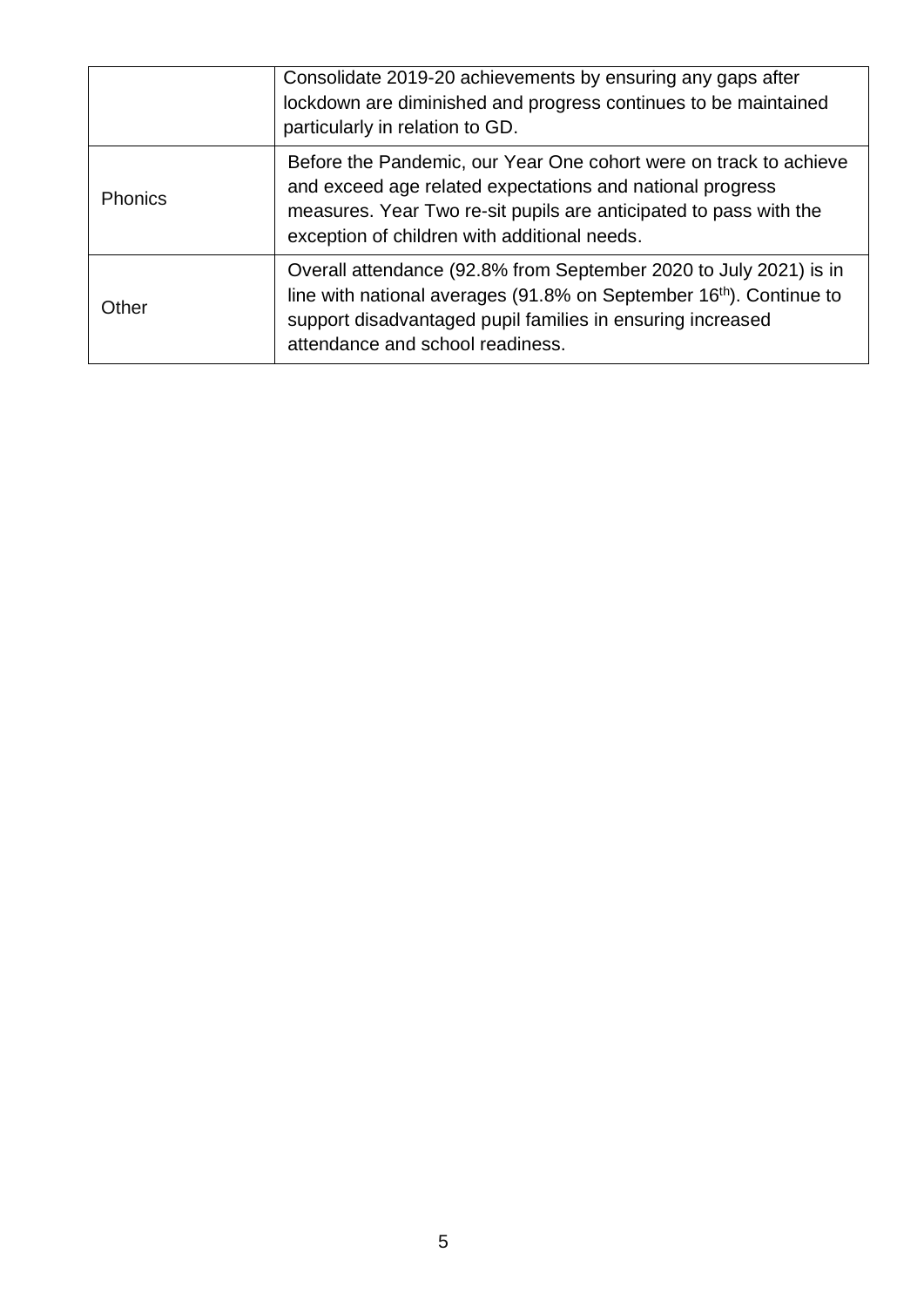| | |
|---|---|
| | Consolidate 2019-20 achievements by ensuring any gaps after lockdown are diminished and progress continues to be maintained particularly in relation to GD. |
| Phonics | Before the Pandemic, our Year One cohort were on track to achieve and exceed age related expectations and national progress measures. Year Two re-sit pupils are anticipated to pass with the exception of children with additional needs. |
| Other | Overall attendance (92.8% from September 2020 to July 2021) is in line with national averages (91.8% on September 16th). Continue to support disadvantaged pupil families in ensuring increased attendance and school readiness. |